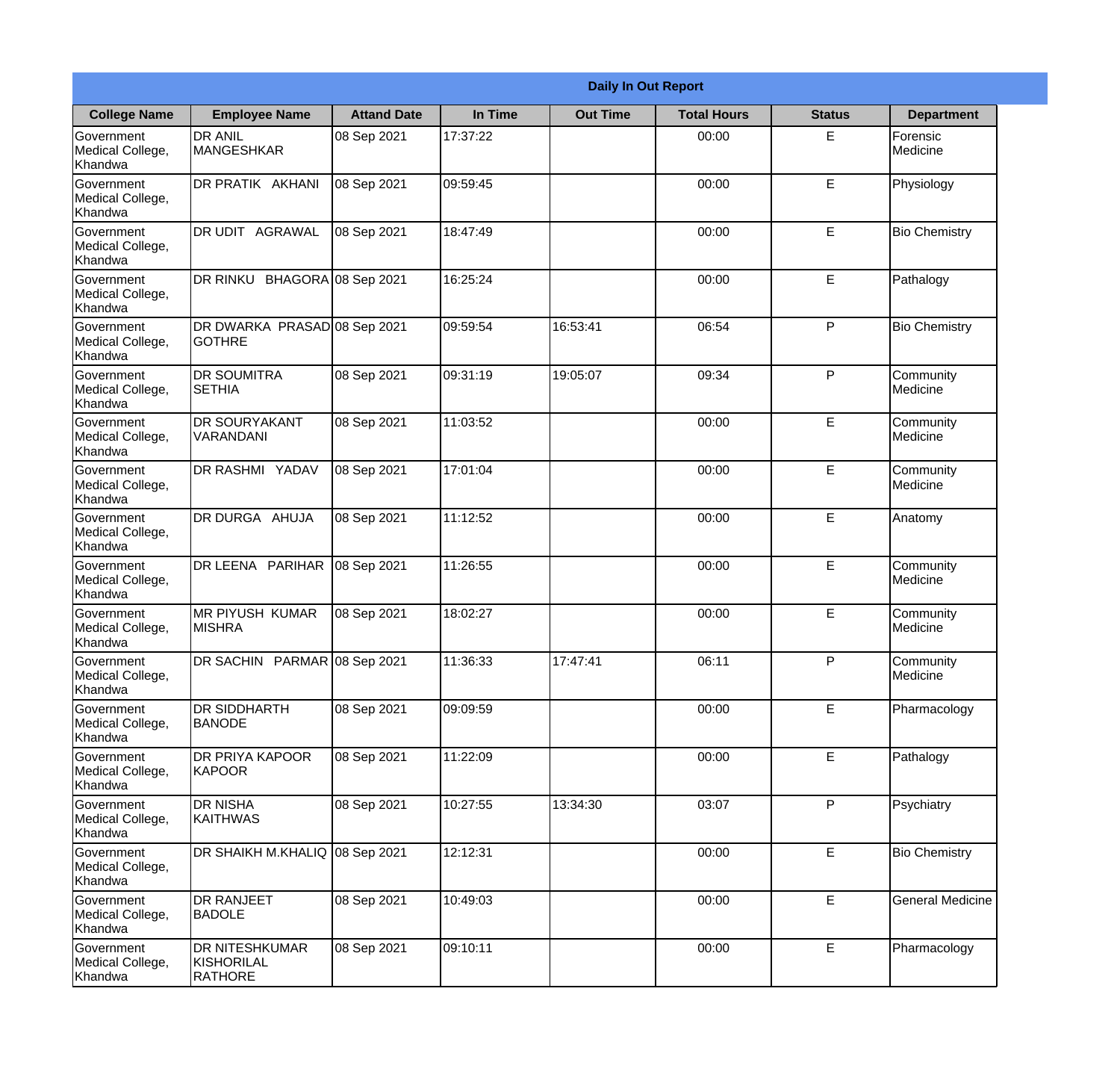| Daily In Out Report | | | | | | | |
|---|---|---|---|---|---|---|---|
| **College Name** | **Employee Name** | **Attand Date** | **In Time** | **Out Time** | **Total Hours** | **Status** | **Department** |
| Government Medical College, Khandwa | DR ANIL MANGESHKAR | 08 Sep 2021 | 17:37:22 | | 00:00 | E | Forensic Medicine |
| Government Medical College, Khandwa | DR PRATIK AKHANI | 08 Sep 2021 | 09:59:45 | | 00:00 | E | Physiology |
| Government Medical College, Khandwa | DR UDIT AGRAWAL | 08 Sep 2021 | 18:47:49 | | 00:00 | E | Bio Chemistry |
| Government Medical College, Khandwa | DR RINKU BHAGORA | 08 Sep 2021 | 16:25:24 | | 00:00 | E | Pathalogy |
| Government Medical College, Khandwa | DR DWARKA PRASAD GOTHRE | 08 Sep 2021 | 09:59:54 | 16:53:41 | 06:54 | P | Bio Chemistry |
| Government Medical College, Khandwa | DR SOUMITRA SETHIA | 08 Sep 2021 | 09:31:19 | 19:05:07 | 09:34 | P | Community Medicine |
| Government Medical College, Khandwa | DR SOURYAKANT VARANDANI | 08 Sep 2021 | 11:03:52 | | 00:00 | E | Community Medicine |
| Government Medical College, Khandwa | DR RASHMI YADAV | 08 Sep 2021 | 17:01:04 | | 00:00 | E | Community Medicine |
| Government Medical College, Khandwa | DR DURGA AHUJA | 08 Sep 2021 | 11:12:52 | | 00:00 | E | Anatomy |
| Government Medical College, Khandwa | DR LEENA PARIHAR | 08 Sep 2021 | 11:26:55 | | 00:00 | E | Community Medicine |
| Government Medical College, Khandwa | MR PIYUSH KUMAR MISHRA | 08 Sep 2021 | 18:02:27 | | 00:00 | E | Community Medicine |
| Government Medical College, Khandwa | DR SACHIN PARMAR | 08 Sep 2021 | 11:36:33 | 17:47:41 | 06:11 | P | Community Medicine |
| Government Medical College, Khandwa | DR SIDDHARTH BANODE | 08 Sep 2021 | 09:09:59 | | 00:00 | E | Pharmacology |
| Government Medical College, Khandwa | DR PRIYA KAPOOR KAPOOR | 08 Sep 2021 | 11:22:09 | | 00:00 | E | Pathalogy |
| Government Medical College, Khandwa | DR NISHA KAITHWAS | 08 Sep 2021 | 10:27:55 | 13:34:30 | 03:07 | P | Psychiatry |
| Government Medical College, Khandwa | DR SHAIKH M.KHALIQ | 08 Sep 2021 | 12:12:31 | | 00:00 | E | Bio Chemistry |
| Government Medical College, Khandwa | DR RANJEET BADOLE | 08 Sep 2021 | 10:49:03 | | 00:00 | E | General Medicine |
| Government Medical College, Khandwa | DR NITESHKUMAR KISHORILAL RATHORE | 08 Sep 2021 | 09:10:11 | | 00:00 | E | Pharmacology |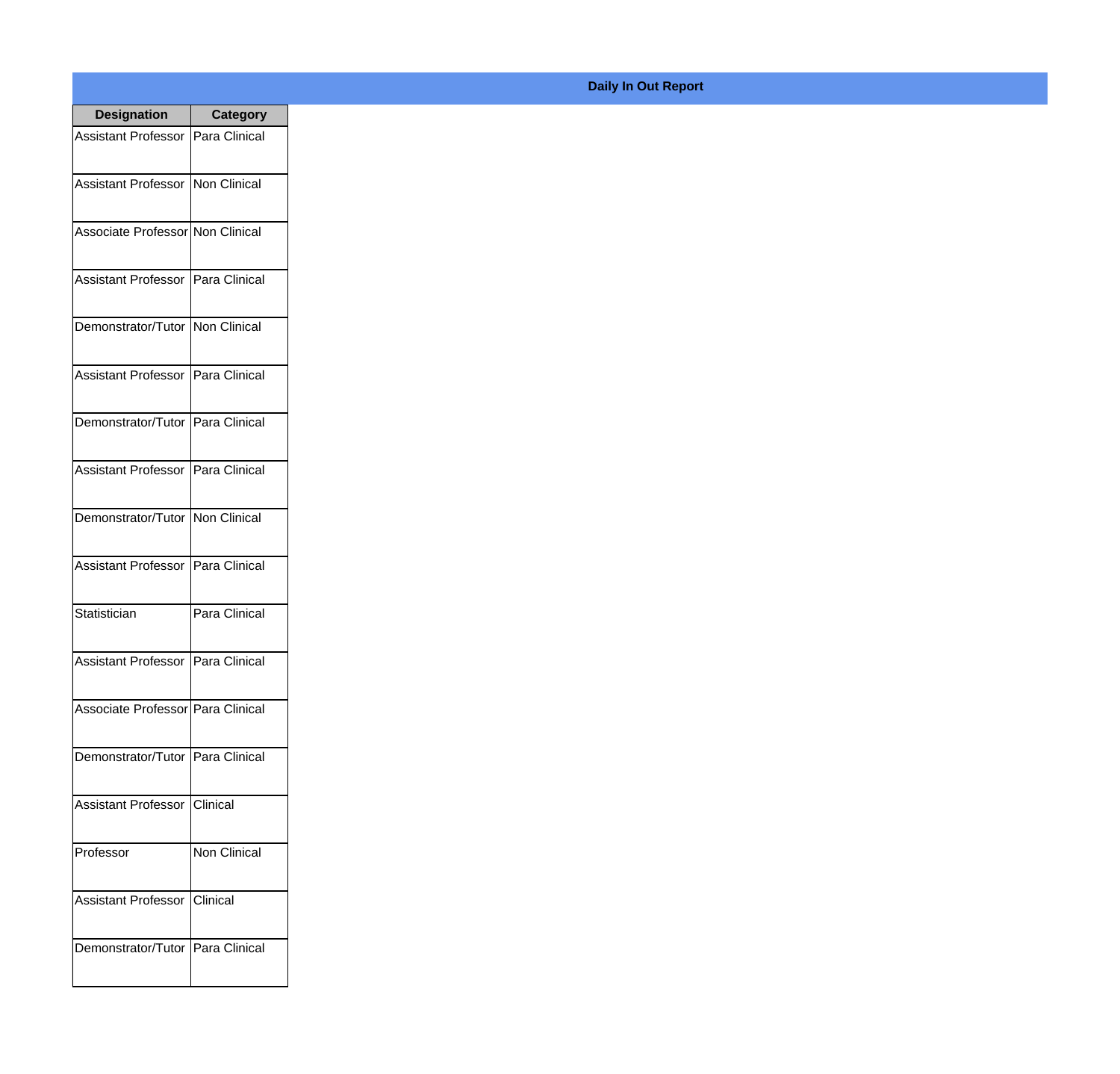## Daily In Out Report

| Designation | Category |
|---|---|
| Assistant Professor | Para Clinical |
| Assistant Professor | Non Clinical |
| Associate Professor | Non Clinical |
| Assistant Professor | Para Clinical |
| Demonstrator/Tutor | Non Clinical |
| Assistant Professor | Para Clinical |
| Demonstrator/Tutor | Para Clinical |
| Assistant Professor | Para Clinical |
| Demonstrator/Tutor | Non Clinical |
| Assistant Professor | Para Clinical |
| Statistician | Para Clinical |
| Assistant Professor | Para Clinical |
| Associate Professor | Para Clinical |
| Demonstrator/Tutor | Para Clinical |
| Assistant Professor | Clinical |
| Professor | Non Clinical |
| Assistant Professor | Clinical |
| Demonstrator/Tutor | Para Clinical |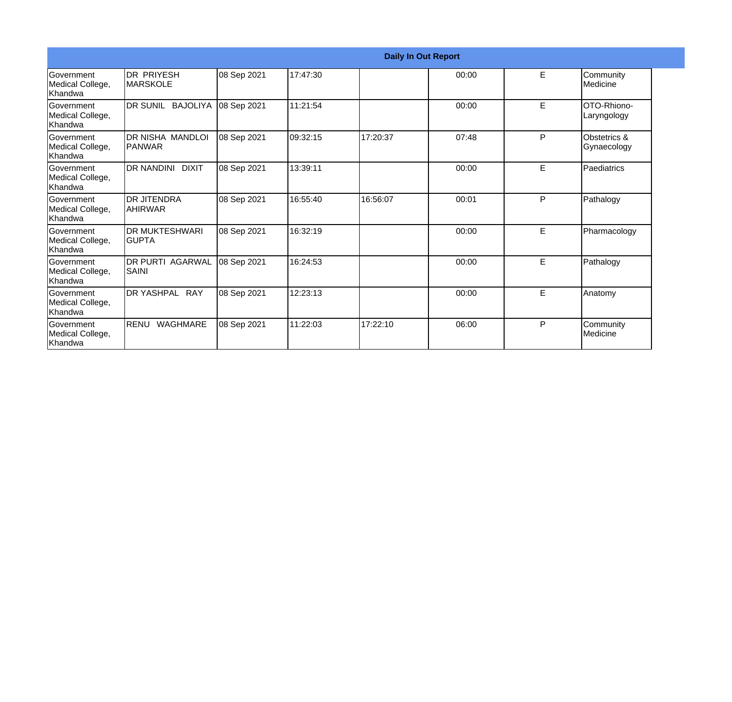**Daily In Out Report**

| | | | | | | | |
|---|---|---|---|---|---|---|---|
| Government Medical College, Khandwa | DR PRIYESH MARSKOLE | 08 Sep 2021 | 17:47:30 | | 00:00 | E | Community Medicine |
| Government Medical College, Khandwa | DR SUNIL BAJOLIYA | 08 Sep 2021 | 11:21:54 | | 00:00 | E | OTO-Rhiono-Laryngology |
| Government Medical College, Khandwa | DR NISHA MANDLOI PANWAR | 08 Sep 2021 | 09:32:15 | 17:20:37 | 07:48 | P | Obstetrics & Gynaecology |
| Government Medical College, Khandwa | DR NANDINI DIXIT | 08 Sep 2021 | 13:39:11 | | 00:00 | E | Paediatrics |
| Government Medical College, Khandwa | DR JITENDRA AHIRWAR | 08 Sep 2021 | 16:55:40 | 16:56:07 | 00:01 | P | Pathalogy |
| Government Medical College, Khandwa | DR MUKTESHWARI GUPTA | 08 Sep 2021 | 16:32:19 | | 00:00 | E | Pharmacology |
| Government Medical College, Khandwa | DR PURTI AGARWAL SAINI | 08 Sep 2021 | 16:24:53 | | 00:00 | E | Pathalogy |
| Government Medical College, Khandwa | DR YASHPAL RAY | 08 Sep 2021 | 12:23:13 | | 00:00 | E | Anatomy |
| Government Medical College, Khandwa | RENU WAGHMARE | 08 Sep 2021 | 11:22:03 | 17:22:10 | 06:00 | P | Community Medicine |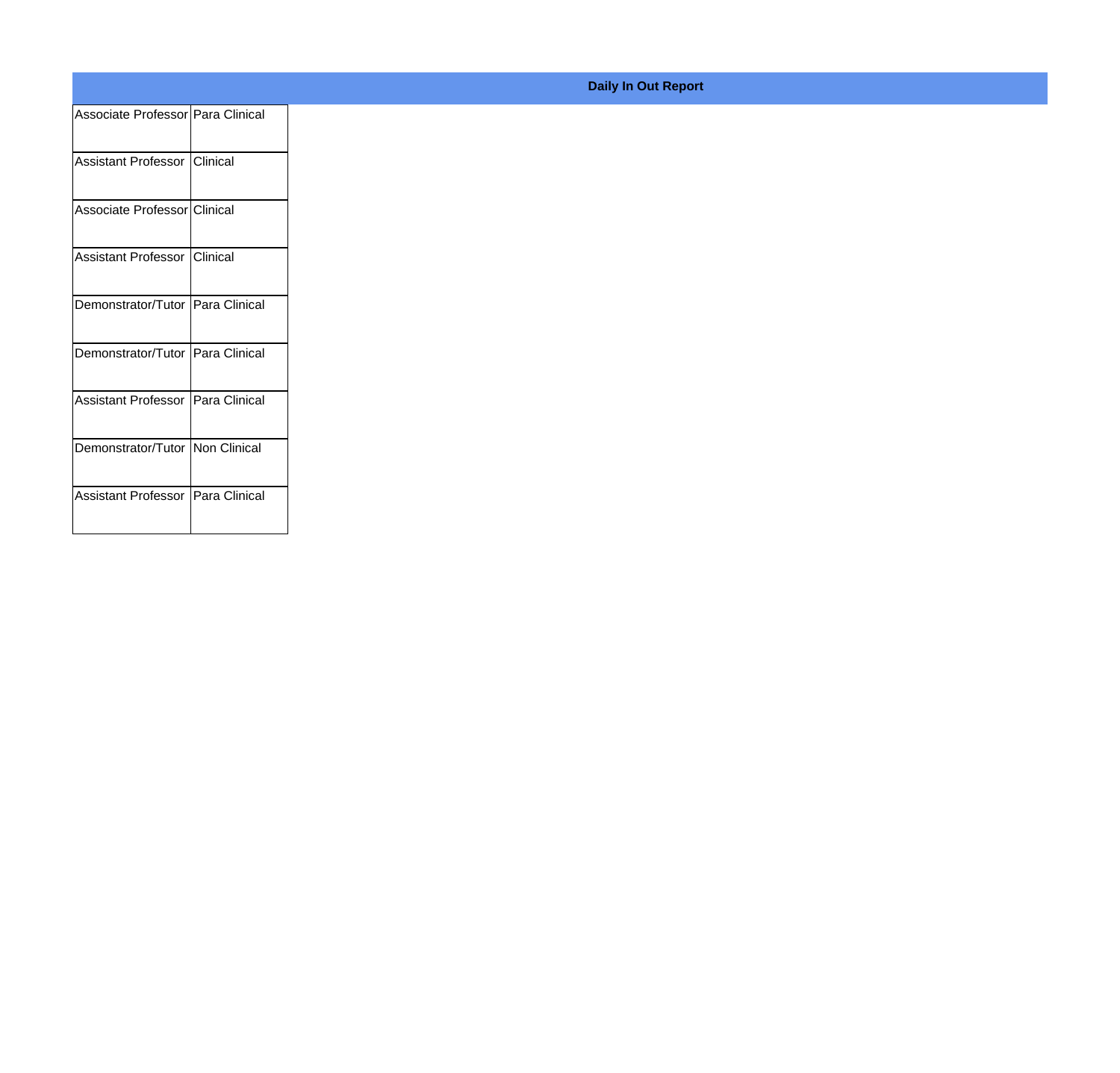**Daily In Out Report**

| | |
|---|---|
| Associate Professor | Para Clinical |
| Assistant Professor | Clinical |
| Associate Professor | Clinical |
| Assistant Professor | Clinical |
| Demonstrator/Tutor | Para Clinical |
| Demonstrator/Tutor | Para Clinical |
| Assistant Professor | Para Clinical |
| Demonstrator/Tutor | Non Clinical |
| Assistant Professor | Para Clinical |